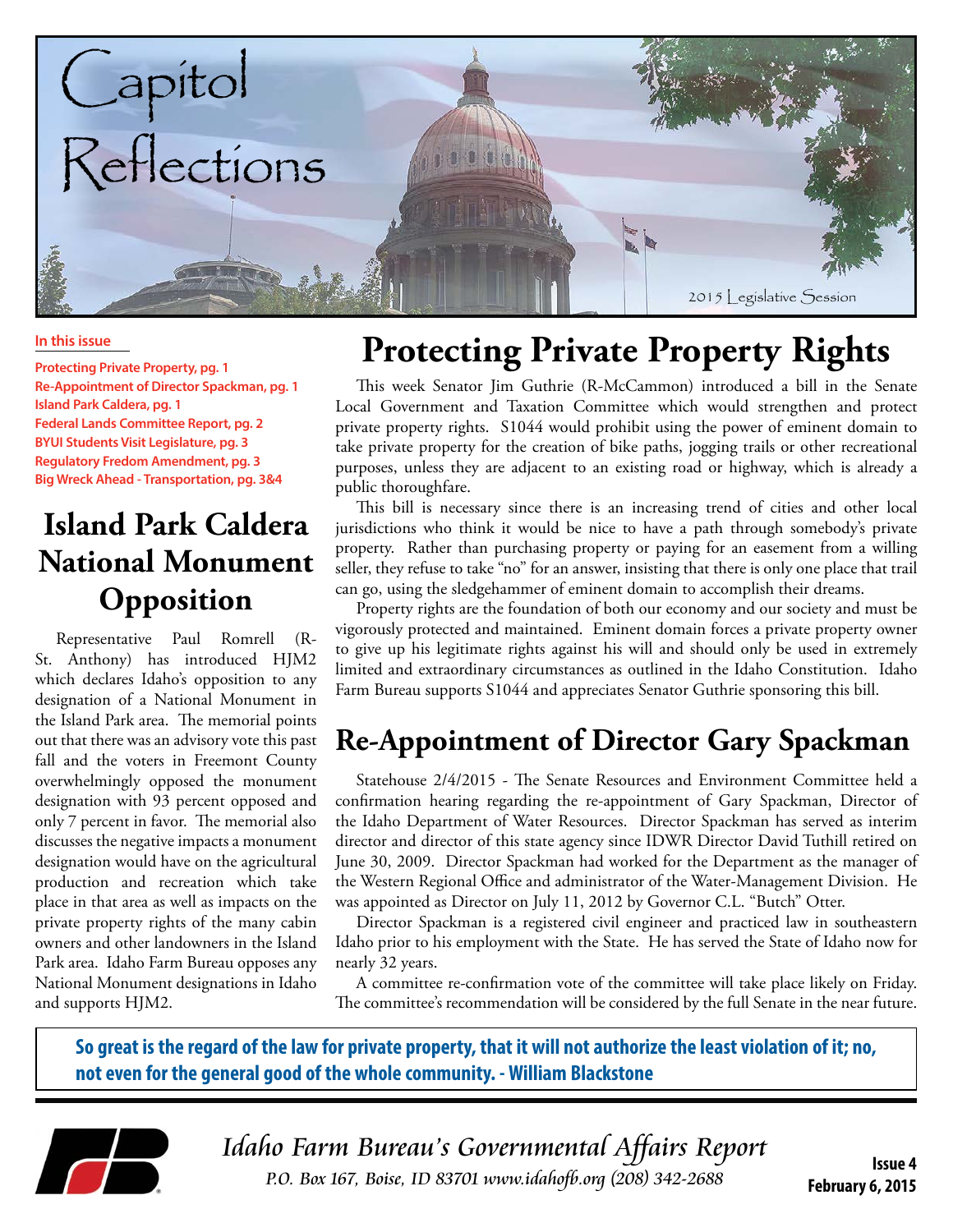# Capitol Reflections

2015 Legislative Session

**In this issue**

- Protecting Private Property, pg. 1
- Re-Appointment of Director Spackman, pg. 1
- Island Park Caldera, pg. 1
- Federal Lands Committee Report, pg. 2
- BYUI Students Visit Legislature, pg. 3
- Regulatory Fredom Amendment, pg. 3
- Big Wreck Ahead - Transportation, pg. 3&4

## Island Park Caldera National Monument Opposition

Representative Paul Romrell (R-St. Anthony) has introduced HJM2 which declares Idaho's opposition to any designation of a National Monument in the Island Park area. The memorial points out that there was an advisory vote this past fall and the voters in Freemont County overwhelmingly opposed the monument designation with 93 percent opposed and only 7 percent in favor. The memorial also discusses the negative impacts a monument designation would have on the agricultural production and recreation which take place in that area as well as impacts on the private property rights of the many cabin owners and other landowners in the Island Park area. Idaho Farm Bureau opposes any National Monument designations in Idaho and supports HJM2.

## Protecting Private Property Rights

This week Senator Jim Guthrie (R-McCammon) introduced a bill in the Senate Local Government and Taxation Committee which would strengthen and protect private property rights. S1044 would prohibit using the power of eminent domain to take private property for the creation of bike paths, jogging trails or other recreational purposes, unless they are adjacent to an existing road or highway, which is already a public thoroughfare.

This bill is necessary since there is an increasing trend of cities and other local jurisdictions who think it would be nice to have a path through somebody's private property. Rather than purchasing property or paying for an easement from a willing seller, they refuse to take "no" for an answer, insisting that there is only one place that trail can go, using the sledgehammer of eminent domain to accomplish their dreams.

Property rights are the foundation of both our economy and our society and must be vigorously protected and maintained. Eminent domain forces a private property owner to give up his legitimate rights against his will and should only be used in extremely limited and extraordinary circumstances as outlined in the Idaho Constitution. Idaho Farm Bureau supports S1044 and appreciates Senator Guthrie sponsoring this bill.

## Re-Appointment of Director Gary Spackman

Statehouse 2/4/2015 - The Senate Resources and Environment Committee held a confirmation hearing regarding the re-appointment of Gary Spackman, Director of the Idaho Department of Water Resources. Director Spackman has served as interim director and director of this state agency since IDWR Director David Tuthill retired on June 30, 2009. Director Spackman had worked for the Department as the manager of the Western Regional Office and administrator of the Water-Management Division. He was appointed as Director on July 11, 2012 by Governor C.L. "Butch" Otter.

Director Spackman is a registered civil engineer and practiced law in southeastern Idaho prior to his employment with the State. He has served the State of Idaho now for nearly 32 years.

A committee re-confirmation vote of the committee will take place likely on Friday. The committee's recommendation will be considered by the full Senate in the near future.

**So great is the regard of the law for private property, that it will not authorize the least violation of it; no, not even for the general good of the whole community. - William Blackstone**

*Idaho Farm Bureau's Governmental Affairs Report*

*P.O. Box 167, Boise, ID 83701 www.idahofb.org (208) 342-2688*

**Issue 4**
**February 6, 2015**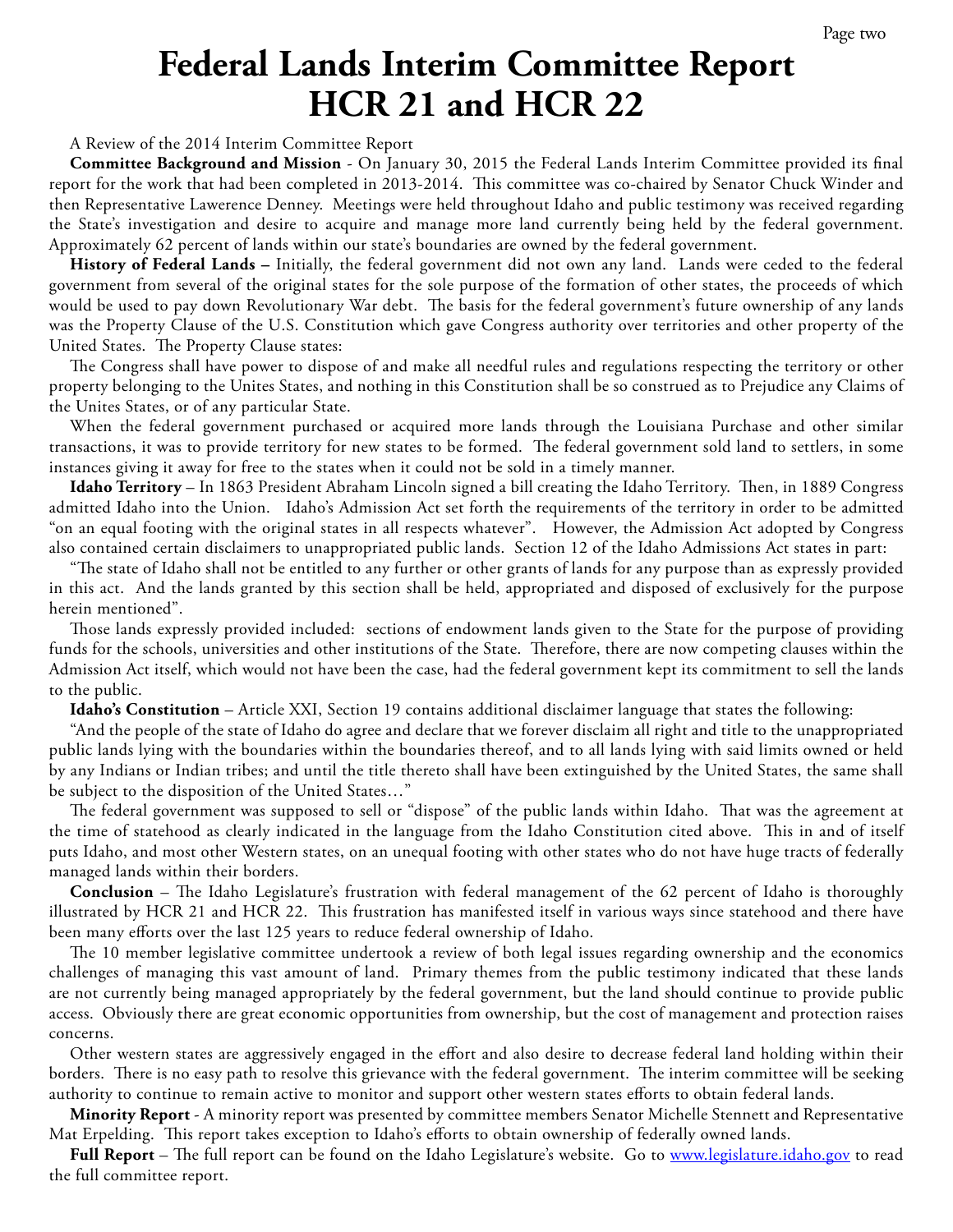# Federal Lands Interim Committee Report HCR 21 and HCR 22

A Review of the 2014 Interim Committee Report

**Committee Background and Mission** - On January 30, 2015 the Federal Lands Interim Committee provided its final report for the work that had been completed in 2013-2014. This committee was co-chaired by Senator Chuck Winder and then Representative Lawerence Denney. Meetings were held throughout Idaho and public testimony was received regarding the State's investigation and desire to acquire and manage more land currently being held by the federal government. Approximately 62 percent of lands within our state's boundaries are owned by the federal government.

**History of Federal Lands –** Initially, the federal government did not own any land. Lands were ceded to the federal government from several of the original states for the sole purpose of the formation of other states, the proceeds of which would be used to pay down Revolutionary War debt. The basis for the federal government's future ownership of any lands was the Property Clause of the U.S. Constitution which gave Congress authority over territories and other property of the United States. The Property Clause states:

The Congress shall have power to dispose of and make all needful rules and regulations respecting the territory or other property belonging to the Unites States, and nothing in this Constitution shall be so construed as to Prejudice any Claims of the Unites States, or of any particular State.

When the federal government purchased or acquired more lands through the Louisiana Purchase and other similar transactions, it was to provide territory for new states to be formed. The federal government sold land to settlers, in some instances giving it away for free to the states when it could not be sold in a timely manner.

**Idaho Territory** – In 1863 President Abraham Lincoln signed a bill creating the Idaho Territory. Then, in 1889 Congress admitted Idaho into the Union. Idaho's Admission Act set forth the requirements of the territory in order to be admitted "on an equal footing with the original states in all respects whatever". However, the Admission Act adopted by Congress also contained certain disclaimers to unappropriated public lands. Section 12 of the Idaho Admissions Act states in part:

"The state of Idaho shall not be entitled to any further or other grants of lands for any purpose than as expressly provided in this act. And the lands granted by this section shall be held, appropriated and disposed of exclusively for the purpose herein mentioned".

Those lands expressly provided included: sections of endowment lands given to the State for the purpose of providing funds for the schools, universities and other institutions of the State. Therefore, there are now competing clauses within the Admission Act itself, which would not have been the case, had the federal government kept its commitment to sell the lands to the public.

**Idaho's Constitution** – Article XXI, Section 19 contains additional disclaimer language that states the following:

"And the people of the state of Idaho do agree and declare that we forever disclaim all right and title to the unappropriated public lands lying with the boundaries within the boundaries thereof, and to all lands lying with said limits owned or held by any Indians or Indian tribes; and until the title thereto shall have been extinguished by the United States, the same shall be subject to the disposition of the United States…"

The federal government was supposed to sell or "dispose" of the public lands within Idaho. That was the agreement at the time of statehood as clearly indicated in the language from the Idaho Constitution cited above. This in and of itself puts Idaho, and most other Western states, on an unequal footing with other states who do not have huge tracts of federally managed lands within their borders.

**Conclusion** – The Idaho Legislature's frustration with federal management of the 62 percent of Idaho is thoroughly illustrated by HCR 21 and HCR 22. This frustration has manifested itself in various ways since statehood and there have been many efforts over the last 125 years to reduce federal ownership of Idaho.

The 10 member legislative committee undertook a review of both legal issues regarding ownership and the economics challenges of managing this vast amount of land. Primary themes from the public testimony indicated that these lands are not currently being managed appropriately by the federal government, but the land should continue to provide public access. Obviously there are great economic opportunities from ownership, but the cost of management and protection raises concerns.

Other western states are aggressively engaged in the effort and also desire to decrease federal land holding within their borders. There is no easy path to resolve this grievance with the federal government. The interim committee will be seeking authority to continue to remain active to monitor and support other western states efforts to obtain federal lands.

**Minority Report** - A minority report was presented by committee members Senator Michelle Stennett and Representative Mat Erpelding. This report takes exception to Idaho's efforts to obtain ownership of federally owned lands.

**Full Report** – The full report can be found on the Idaho Legislature's website. Go to [www.legislature.idaho.gov](http://www.legislature.idaho.gov) to read the full committee report.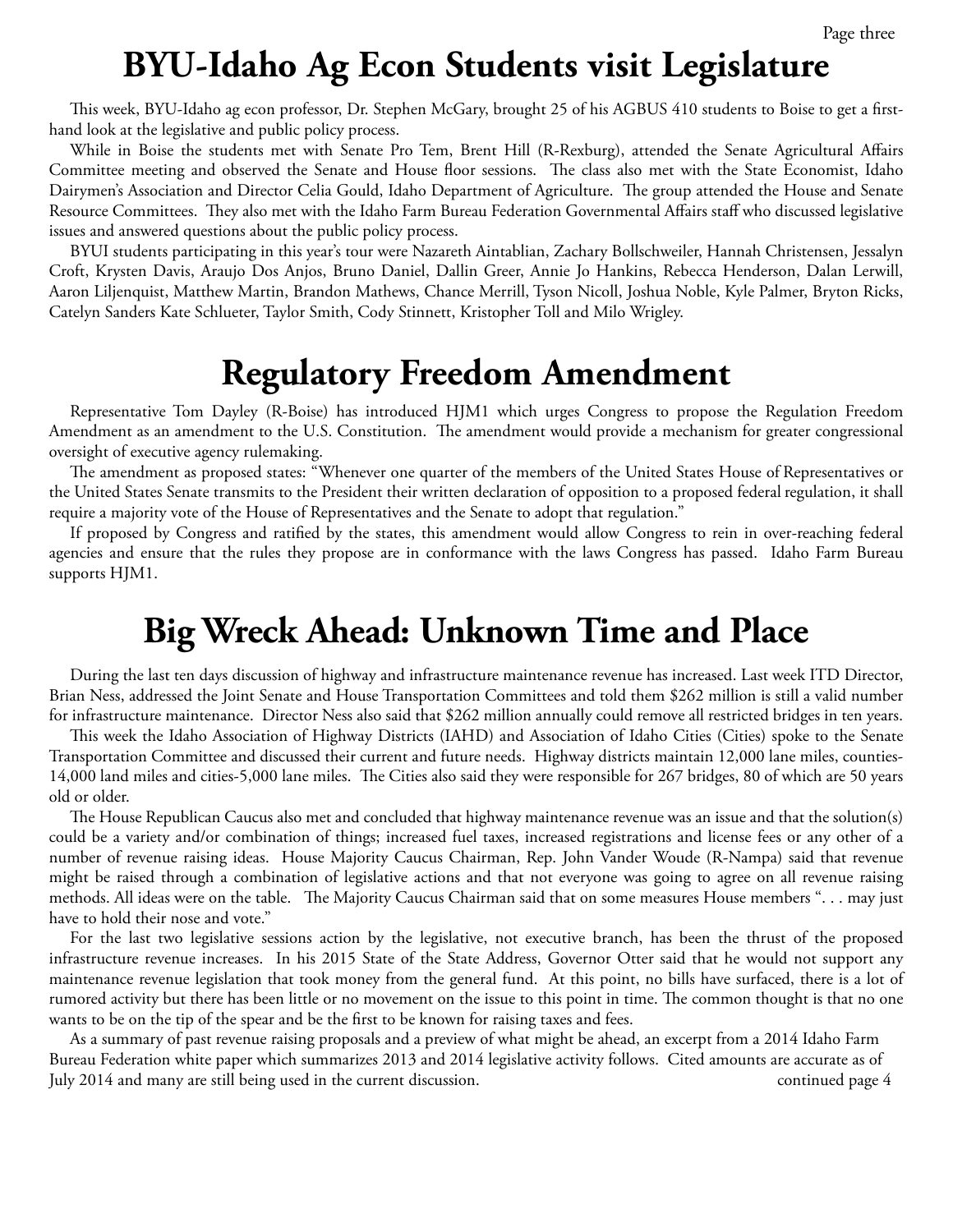# BYU-Idaho Ag Econ Students visit Legislature

This week, BYU-Idaho ag econ professor, Dr. Stephen McGary, brought 25 of his AGBUS 410 students to Boise to get a first-hand look at the legislative and public policy process.

While in Boise the students met with Senate Pro Tem, Brent Hill (R-Rexburg), attended the Senate Agricultural Affairs Committee meeting and observed the Senate and House floor sessions. The class also met with the State Economist, Idaho Dairymen's Association and Director Celia Gould, Idaho Department of Agriculture. The group attended the House and Senate Resource Committees. They also met with the Idaho Farm Bureau Federation Governmental Affairs staff who discussed legislative issues and answered questions about the public policy process.

BYUI students participating in this year's tour were Nazareth Aintablian, Zachary Bollschweiler, Hannah Christensen, Jessalyn Croft, Krysten Davis, Araujo Dos Anjos, Bruno Daniel, Dallin Greer, Annie Jo Hankins, Rebecca Henderson, Dalan Lerwill, Aaron Liljenquist, Matthew Martin, Brandon Mathews, Chance Merrill, Tyson Nicoll, Joshua Noble, Kyle Palmer, Bryton Ricks, Catelyn Sanders Kate Schlueter, Taylor Smith, Cody Stinnett, Kristopher Toll and Milo Wrigley.

# Regulatory Freedom Amendment

Representative Tom Dayley (R-Boise) has introduced HJM1 which urges Congress to propose the Regulation Freedom Amendment as an amendment to the U.S. Constitution. The amendment would provide a mechanism for greater congressional oversight of executive agency rulemaking.

The amendment as proposed states: "Whenever one quarter of the members of the United States House of Representatives or the United States Senate transmits to the President their written declaration of opposition to a proposed federal regulation, it shall require a majority vote of the House of Representatives and the Senate to adopt that regulation."

If proposed by Congress and ratified by the states, this amendment would allow Congress to rein in over-reaching federal agencies and ensure that the rules they propose are in conformance with the laws Congress has passed. Idaho Farm Bureau supports HJM1.

# Big Wreck Ahead: Unknown Time and Place

During the last ten days discussion of highway and infrastructure maintenance revenue has increased. Last week ITD Director, Brian Ness, addressed the Joint Senate and House Transportation Committees and told them $262 million is still a valid number for infrastructure maintenance. Director Ness also said that $262 million annually could remove all restricted bridges in ten years.

This week the Idaho Association of Highway Districts (IAHD) and Association of Idaho Cities (Cities) spoke to the Senate Transportation Committee and discussed their current and future needs. Highway districts maintain 12,000 lane miles, counties-14,000 land miles and cities-5,000 lane miles. The Cities also said they were responsible for 267 bridges, 80 of which are 50 years old or older.

The House Republican Caucus also met and concluded that highway maintenance revenue was an issue and that the solution(s) could be a variety and/or combination of things; increased fuel taxes, increased registrations and license fees or any other of a number of revenue raising ideas. House Majority Caucus Chairman, Rep. John Vander Woude (R-Nampa) said that revenue might be raised through a combination of legislative actions and that not everyone was going to agree on all revenue raising methods. All ideas were on the table. The Majority Caucus Chairman said that on some measures House members ". . . may just have to hold their nose and vote."

For the last two legislative sessions action by the legislative, not executive branch, has been the thrust of the proposed infrastructure revenue increases. In his 2015 State of the State Address, Governor Otter said that he would not support any maintenance revenue legislation that took money from the general fund. At this point, no bills have surfaced, there is a lot of rumored activity but there has been little or no movement on the issue to this point in time. The common thought is that no one wants to be on the tip of the spear and be the first to be known for raising taxes and fees.

As a summary of past revenue raising proposals and a preview of what might be ahead, an excerpt from a 2014 Idaho Farm Bureau Federation white paper which summarizes 2013 and 2014 legislative activity follows. Cited amounts are accurate as of July 2014 and many are still being used in the current discussion.

continued page 4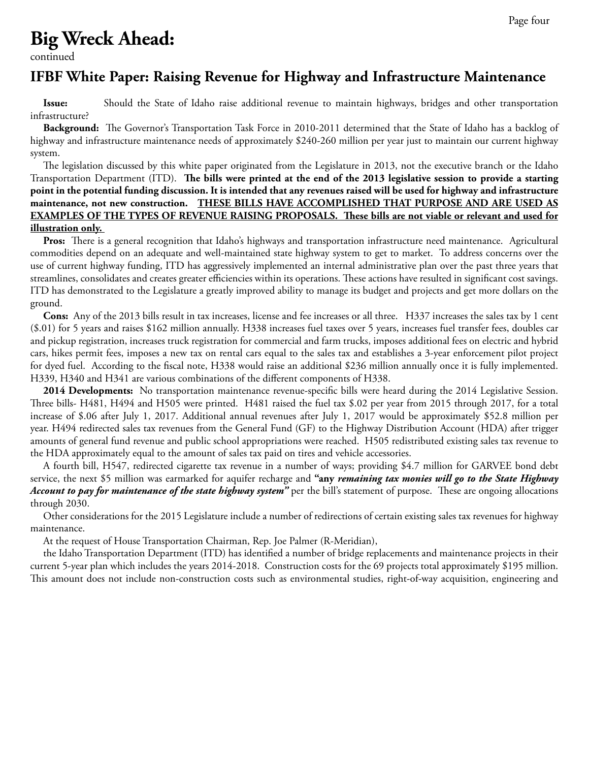# Big Wreck Ahead:

continued

## IFBF White Paper: Raising Revenue for Highway and Infrastructure Maintenance

**Issue:** Should the State of Idaho raise additional revenue to maintain highways, bridges and other transportation infrastructure?

**Background:** The Governor's Transportation Task Force in 2010-2011 determined that the State of Idaho has a backlog of highway and infrastructure maintenance needs of approximately $240-260 million per year just to maintain our current highway system.

The legislation discussed by this white paper originated from the Legislature in 2013, not the executive branch or the Idaho Transportation Department (ITD). **The bills were printed at the end of the 2013 legislative session to provide a starting point in the potential funding discussion. It is intended that any revenues raised will be used for highway and infrastructure maintenance, not new construction. <u>THESE BILLS HAVE ACCOMPLISHED THAT PURPOSE AND ARE USED AS EXAMPLES OF THE TYPES OF REVENUE RAISING PROPOSALS. These bills are not viable or relevant and used for illustration only.</u>**

**Pros:** There is a general recognition that Idaho's highways and transportation infrastructure need maintenance. Agricultural commodities depend on an adequate and well-maintained state highway system to get to market. To address concerns over the use of current highway funding, ITD has aggressively implemented an internal administrative plan over the past three years that streamlines, consolidates and creates greater efficiencies within its operations. These actions have resulted in significant cost savings. ITD has demonstrated to the Legislature a greatly improved ability to manage its budget and projects and get more dollars on the ground.

**Cons:** Any of the 2013 bills result in tax increases, license and fee increases or all three. H337 increases the sales tax by 1 cent ($.01) for 5 years and raises $162 million annually. H338 increases fuel taxes over 5 years, increases fuel transfer fees, doubles car and pickup registration, increases truck registration for commercial and farm trucks, imposes additional fees on electric and hybrid cars, hikes permit fees, imposes a new tax on rental cars equal to the sales tax and establishes a 3-year enforcement pilot project for dyed fuel. According to the fiscal note, H338 would raise an additional $236 million annually once it is fully implemented. H339, H340 and H341 are various combinations of the different components of H338.

**2014 Developments:** No transportation maintenance revenue-specific bills were heard during the 2014 Legislative Session. Three bills- H481, H494 and H505 were printed. H481 raised the fuel tax $.02 per year from 2015 through 2017, for a total increase of $.06 after July 1, 2017. Additional annual revenues after July 1, 2017 would be approximately $52.8 million per year. H494 redirected sales tax revenues from the General Fund (GF) to the Highway Distribution Account (HDA) after trigger amounts of general fund revenue and public school appropriations were reached. H505 redistributed existing sales tax revenue to the HDA approximately equal to the amount of sales tax paid on tires and vehicle accessories.

A fourth bill, H547, redirected cigarette tax revenue in a number of ways; providing $4.7 million for GARVEE bond debt service, the next $5 million was earmarked for aquifer recharge and **"any *remaining tax monies will go to the State Highway Account to pay for maintenance of the state highway system"*** per the bill's statement of purpose. These are ongoing allocations through 2030.

Other considerations for the 2015 Legislature include a number of redirections of certain existing sales tax revenues for highway maintenance.

At the request of House Transportation Chairman, Rep. Joe Palmer (R-Meridian),

the Idaho Transportation Department (ITD) has identified a number of bridge replacements and maintenance projects in their current 5-year plan which includes the years 2014-2018. Construction costs for the 69 projects total approximately $195 million. This amount does not include non-construction costs such as environmental studies, right-of-way acquisition, engineering and